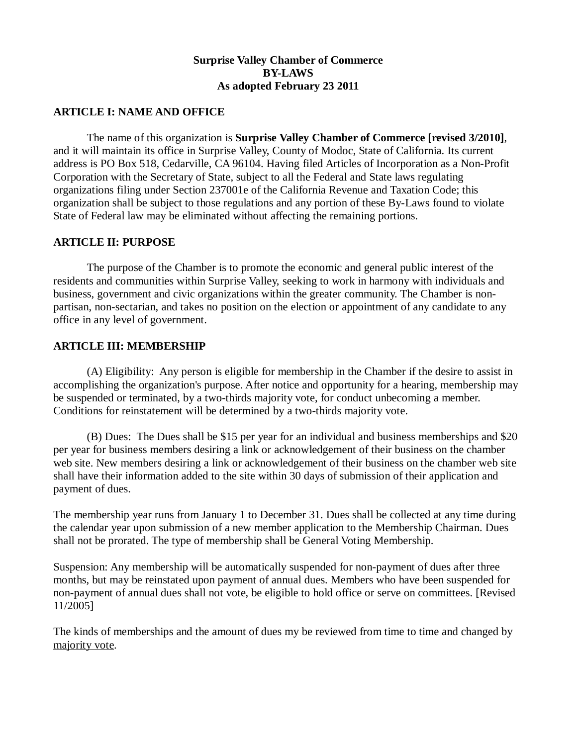**Surprise Valley Chamber of Commerce**
**BY-LAWS**
**As adopted February 23 2011**

**ARTICLE I: NAME AND OFFICE**

The name of this organization is **Surprise Valley Chamber of Commerce [revised 3/2010]**, and it will maintain its office in Surprise Valley, County of Modoc, State of California. Its current address is PO Box 518, Cedarville, CA 96104. Having filed Articles of Incorporation as a Non-Profit Corporation with the Secretary of State, subject to all the Federal and State laws regulating organizations filing under Section 237001e of the California Revenue and Taxation Code; this organization shall be subject to those regulations and any portion of these By-Laws found to violate State of Federal law may be eliminated without affecting the remaining portions.

**ARTICLE II: PURPOSE**

The purpose of the Chamber is to promote the economic and general public interest of the residents and communities within Surprise Valley, seeking to work in harmony with individuals and business, government and civic organizations within the greater community. The Chamber is non-partisan, non-sectarian, and takes no position on the election or appointment of any candidate to any office in any level of government.

**ARTICLE III: MEMBERSHIP**

(A) Eligibility: Any person is eligible for membership in the Chamber if the desire to assist in accomplishing the organization's purpose. After notice and opportunity for a hearing, membership may be suspended or terminated, by a two-thirds majority vote, for conduct unbecoming a member. Conditions for reinstatement will be determined by a two-thirds majority vote.

(B) Dues: The Dues shall be $15 per year for an individual and business memberships and $20 per year for business members desiring a link or acknowledgement of their business on the chamber web site. New members desiring a link or acknowledgement of their business on the chamber web site shall have their information added to the site within 30 days of submission of their application and payment of dues.

The membership year runs from January 1 to December 31. Dues shall be collected at any time during the calendar year upon submission of a new member application to the Membership Chairman. Dues shall not be prorated. The type of membership shall be General Voting Membership.

Suspension: Any membership will be automatically suspended for non-payment of dues after three months, but may be reinstated upon payment of annual dues. Members who have been suspended for non-payment of annual dues shall not vote, be eligible to hold office or serve on committees. [Revised 11/2005]

The kinds of memberships and the amount of dues my be reviewed from time to time and changed by <u>majority vote</u>.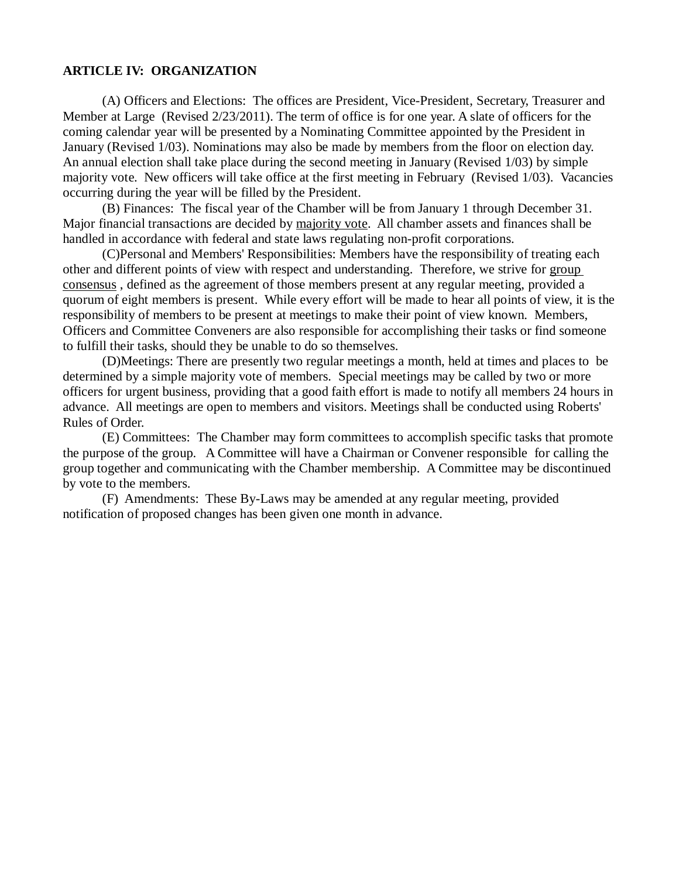**ARTICLE IV: ORGANIZATION**

(A) Officers and Elections: The offices are President, Vice-President, Secretary, Treasurer and Member at Large (Revised 2/23/2011). The term of office is for one year. A slate of officers for the coming calendar year will be presented by a Nominating Committee appointed by the President in January (Revised 1/03). Nominations may also be made by members from the floor on election day. An annual election shall take place during the second meeting in January (Revised 1/03) by simple majority vote. New officers will take office at the first meeting in February (Revised 1/03). Vacancies occurring during the year will be filled by the President.

(B) Finances: The fiscal year of the Chamber will be from January 1 through December 31. Major financial transactions are decided by <u>majority vote</u>. All chamber assets and finances shall be handled in accordance with federal and state laws regulating non-profit corporations.

(C)Personal and Members' Responsibilities: Members have the responsibility of treating each other and different points of view with respect and understanding. Therefore, we strive for <u>group consensus</u> , defined as the agreement of those members present at any regular meeting, provided a quorum of eight members is present. While every effort will be made to hear all points of view, it is the responsibility of members to be present at meetings to make their point of view known. Members, Officers and Committee Conveners are also responsible for accomplishing their tasks or find someone to fulfill their tasks, should they be unable to do so themselves.

(D)Meetings: There are presently two regular meetings a month, held at times and places to be determined by a simple majority vote of members. Special meetings may be called by two or more officers for urgent business, providing that a good faith effort is made to notify all members 24 hours in advance. All meetings are open to members and visitors. Meetings shall be conducted using Roberts' Rules of Order.

(E) Committees: The Chamber may form committees to accomplish specific tasks that promote the purpose of the group. A Committee will have a Chairman or Convener responsible for calling the group together and communicating with the Chamber membership. A Committee may be discontinued by vote to the members.

(F) Amendments: These By-Laws may be amended at any regular meeting, provided notification of proposed changes has been given one month in advance.